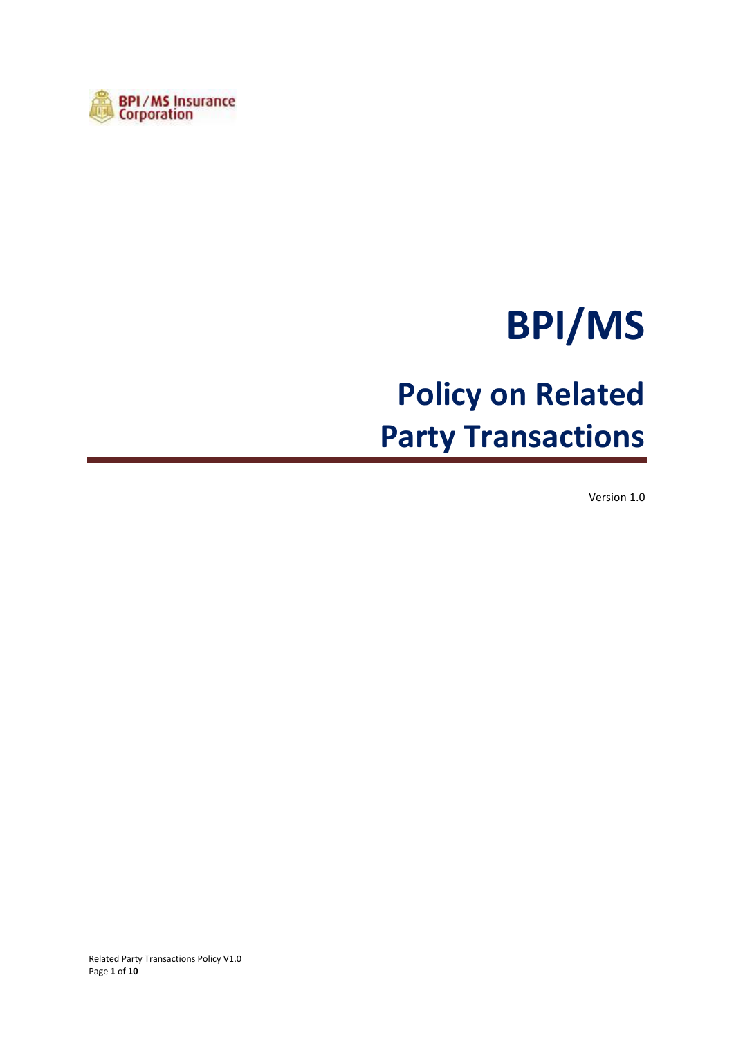BPI / MS Insurance Corporation

# BPI/MS

# Policy on Related Party Transactions

Version 1.0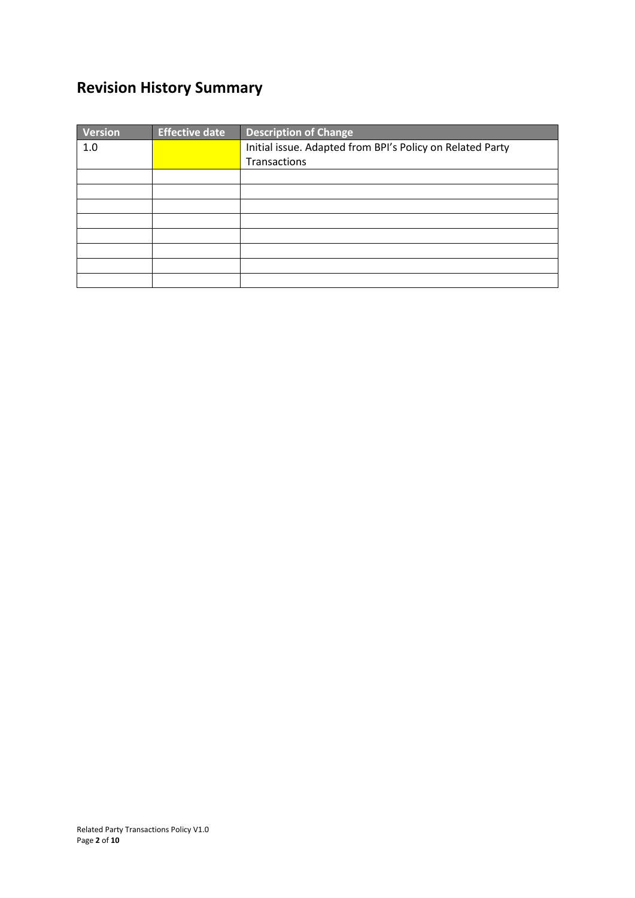## Revision History Summary

| Version | Effective date | Description of Change |
| --- | --- | --- |
| 1.0 | | Initial issue. Adapted from BPI's Policy on Related Party Transactions |
| | | |
| | | |
| | | |
| | | |
| | | |
| | | |
| | | |
| | | |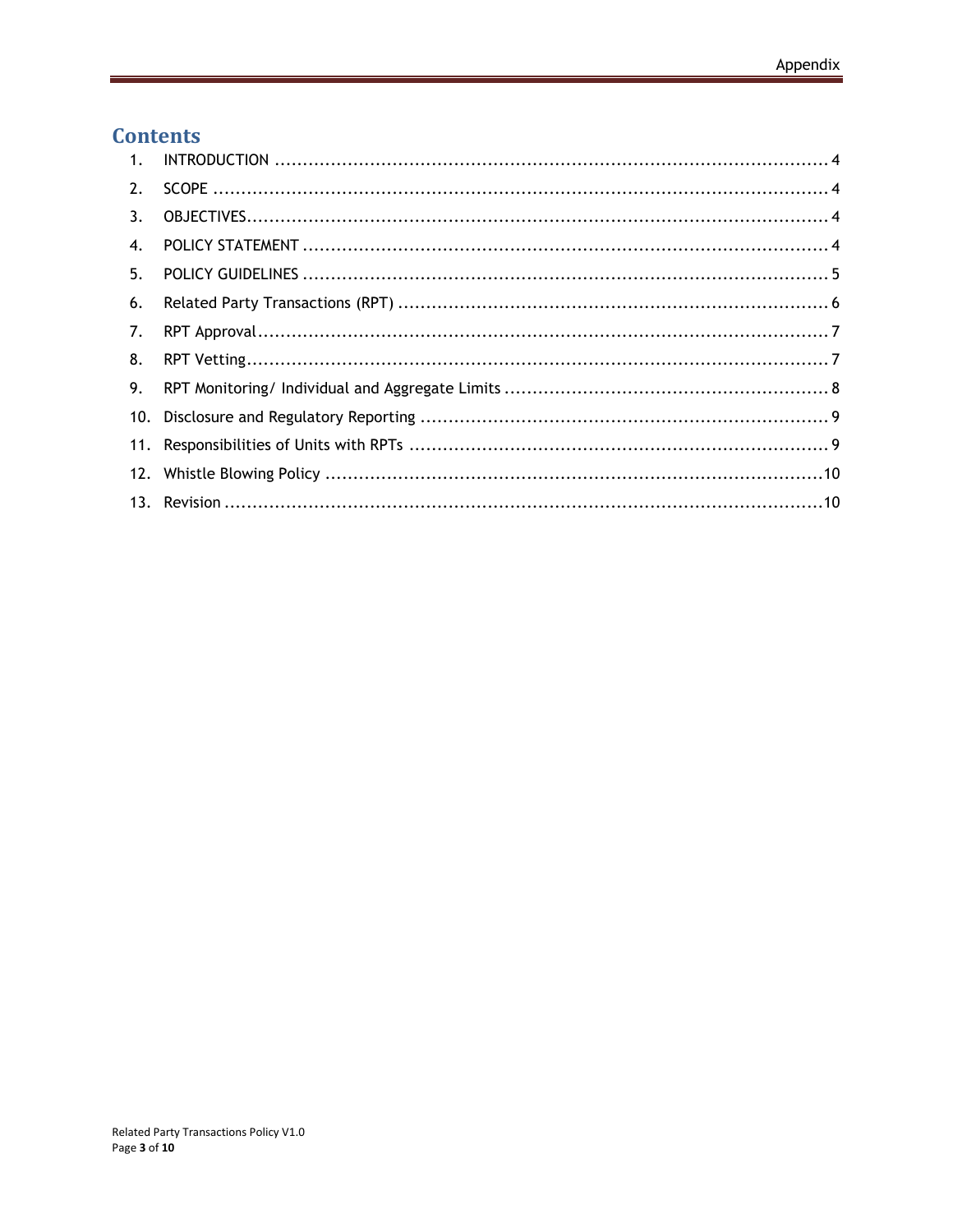# Contents

1. INTRODUCTION ..... 4
2. SCOPE ..... 4
3. OBJECTIVES ..... 4
4. POLICY STATEMENT ..... 4
5. POLICY GUIDELINES ..... 5
6. Related Party Transactions (RPT) ..... 6
7. RPT Approval ..... 7
8. RPT Vetting ..... 7
9. RPT Monitoring/ Individual and Aggregate Limits ..... 8
10. Disclosure and Regulatory Reporting ..... 9
11. Responsibilities of Units with RPTs ..... 9
12. Whistle Blowing Policy ..... 10
13. Revision ..... 10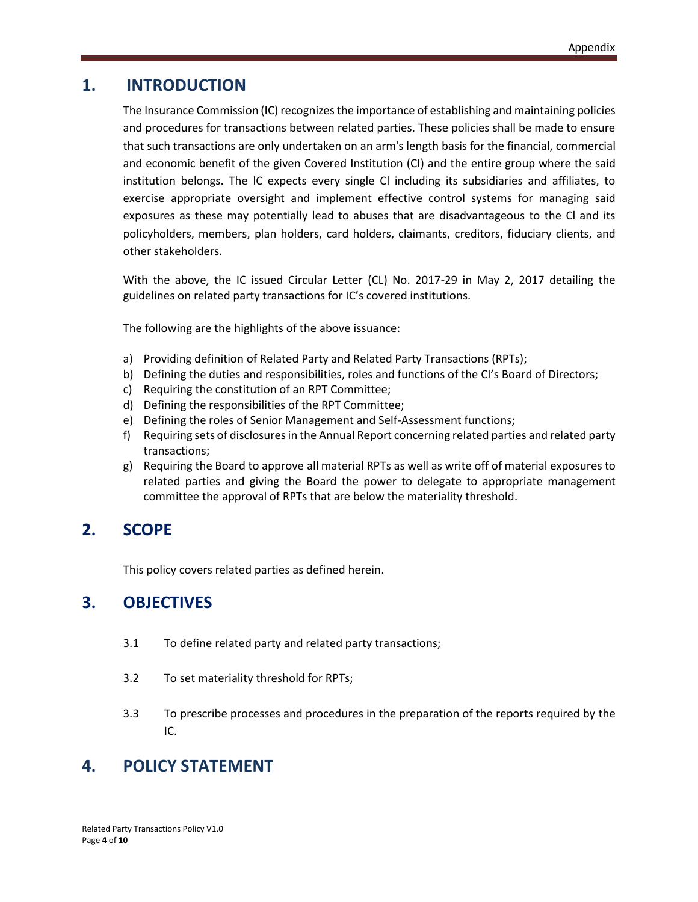## 1. INTRODUCTION

The Insurance Commission (IC) recognizes the importance of establishing and maintaining policies and procedures for transactions between related parties. These policies shall be made to ensure that such transactions are only undertaken on an arm's length basis for the financial, commercial and economic benefit of the given Covered Institution (CI) and the entire group where the said institution belongs. The IC expects every single CI including its subsidiaries and affiliates, to exercise appropriate oversight and implement effective control systems for managing said exposures as these may potentially lead to abuses that are disadvantageous to the CI and its policyholders, members, plan holders, card holders, claimants, creditors, fiduciary clients, and other stakeholders.

With the above, the IC issued Circular Letter (CL) No. 2017-29 in May 2, 2017 detailing the guidelines on related party transactions for IC's covered institutions.

The following are the highlights of the above issuance:

a) Providing definition of Related Party and Related Party Transactions (RPTs);
b) Defining the duties and responsibilities, roles and functions of the CI's Board of Directors;
c) Requiring the constitution of an RPT Committee;
d) Defining the responsibilities of the RPT Committee;
e) Defining the roles of Senior Management and Self-Assessment functions;
f) Requiring sets of disclosures in the Annual Report concerning related parties and related party transactions;
g) Requiring the Board to approve all material RPTs as well as write off of material exposures to related parties and giving the Board the power to delegate to appropriate management committee the approval of RPTs that are below the materiality threshold.

## 2. SCOPE

This policy covers related parties as defined herein.

## 3. OBJECTIVES

3.1 To define related party and related party transactions;

3.2 To set materiality threshold for RPTs;

3.3 To prescribe processes and procedures in the preparation of the reports required by the IC.

## 4. POLICY STATEMENT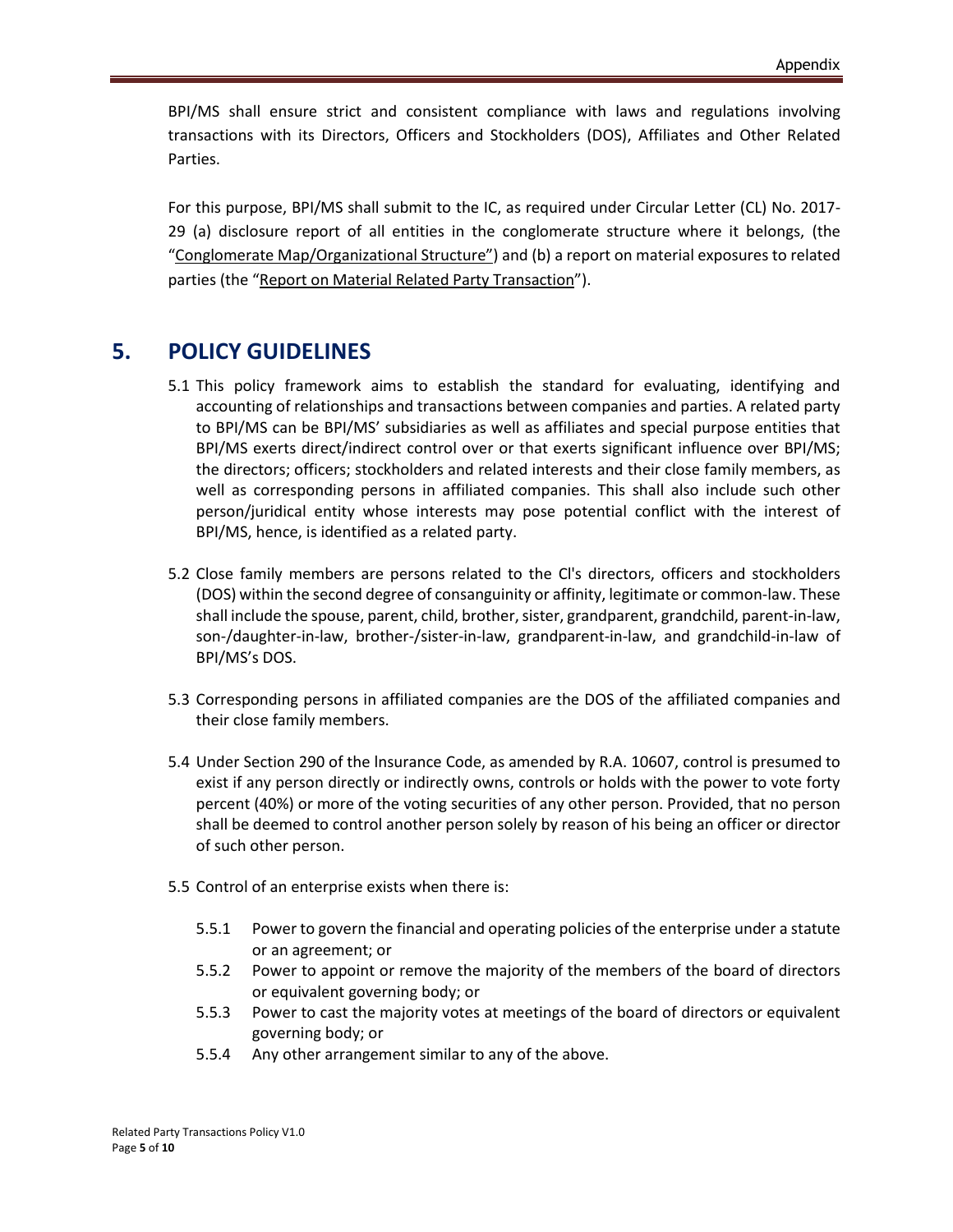BPI/MS shall ensure strict and consistent compliance with laws and regulations involving transactions with its Directors, Officers and Stockholders (DOS), Affiliates and Other Related Parties.

For this purpose, BPI/MS shall submit to the IC, as required under Circular Letter (CL) No. 2017-29 (a) disclosure report of all entities in the conglomerate structure where it belongs, (the "Conglomerate Map/Organizational Structure") and (b) a report on material exposures to related parties (the "Report on Material Related Party Transaction").

## 5. POLICY GUIDELINES

5.1 This policy framework aims to establish the standard for evaluating, identifying and accounting of relationships and transactions between companies and parties. A related party to BPI/MS can be BPI/MS' subsidiaries as well as affiliates and special purpose entities that BPI/MS exerts direct/indirect control over or that exerts significant influence over BPI/MS; the directors; officers; stockholders and related interests and their close family members, as well as corresponding persons in affiliated companies. This shall also include such other person/juridical entity whose interests may pose potential conflict with the interest of BPI/MS, hence, is identified as a related party.

5.2 Close family members are persons related to the Cl's directors, officers and stockholders (DOS) within the second degree of consanguinity or affinity, legitimate or common-law. These shall include the spouse, parent, child, brother, sister, grandparent, grandchild, parent-in-law, son-/daughter-in-law, brother-/sister-in-law, grandparent-in-law, and grandchild-in-law of BPI/MS's DOS.

5.3 Corresponding persons in affiliated companies are the DOS of the affiliated companies and their close family members.

5.4 Under Section 290 of the lnsurance Code, as amended by R.A. 10607, control is presumed to exist if any person directly or indirectly owns, controls or holds with the power to vote forty percent (40%) or more of the voting securities of any other person. Provided, that no person shall be deemed to control another person solely by reason of his being an officer or director of such other person.

5.5 Control of an enterprise exists when there is:

- 5.5.1 Power to govern the financial and operating policies of the enterprise under a statute or an agreement; or
- 5.5.2 Power to appoint or remove the majority of the members of the board of directors or equivalent governing body; or
- 5.5.3 Power to cast the majority votes at meetings of the board of directors or equivalent governing body; or
- 5.5.4 Any other arrangement similar to any of the above.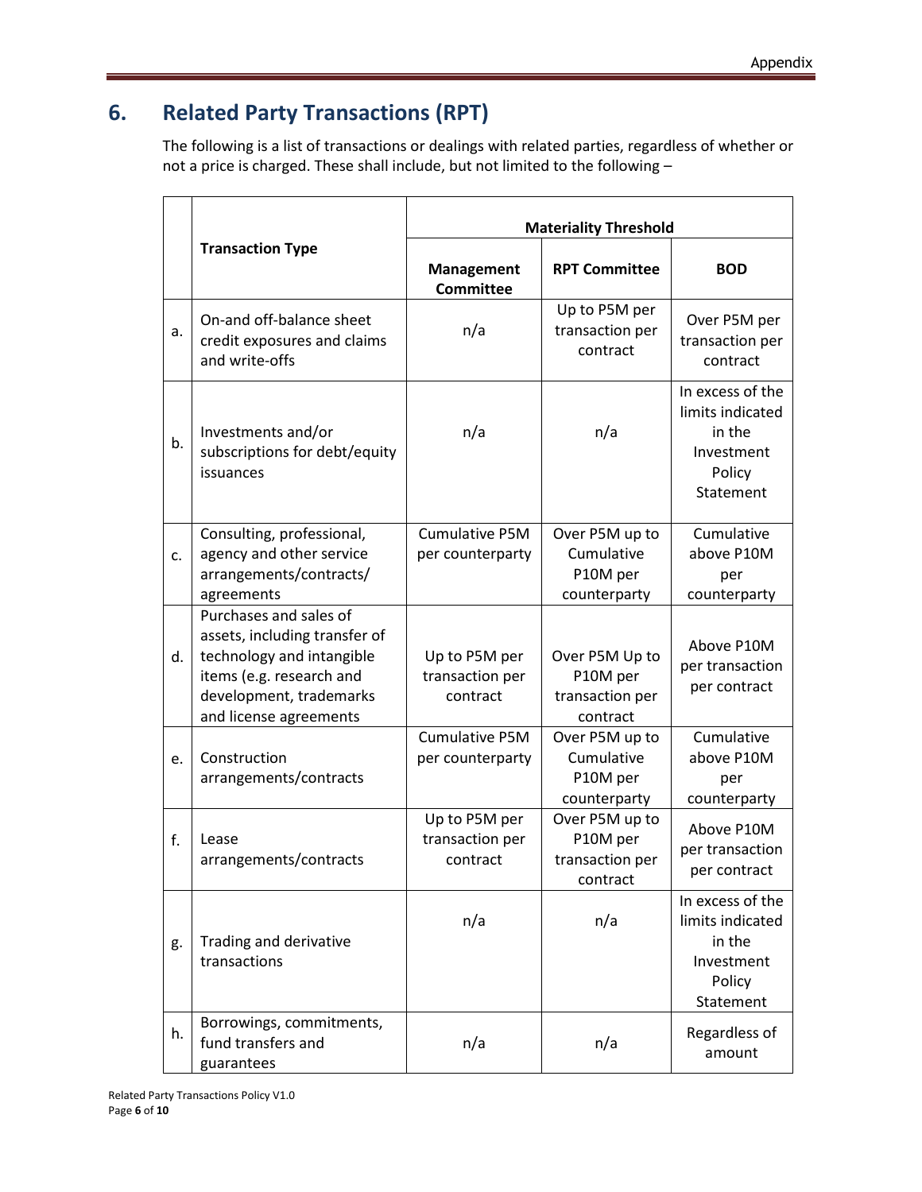## 6. Related Party Transactions (RPT)

The following is a list of transactions or dealings with related parties, regardless of whether or not a price is charged. These shall include, but not limited to the following –

| | Transaction Type | Materiality Threshold | | |
|---|---|---|---|---|
| | | **Management Committee** | **RPT Committee** | **BOD** |
| a. | On-and off-balance sheet credit exposures and claims and write-offs | n/a | Up to P5M per transaction per contract | Over P5M per transaction per contract |
| b. | Investments and/or subscriptions for debt/equity issuances | n/a | n/a | In excess of the limits indicated in the Investment Policy Statement |
| c. | Consulting, professional, agency and other service arrangements/contracts/ agreements | Cumulative P5M per counterparty | Over P5M up to Cumulative P10M per counterparty | Cumulative above P10M per counterparty |
| d. | Purchases and sales of assets, including transfer of technology and intangible items (e.g. research and development, trademarks and license agreements | Up to P5M per transaction per contract | Over P5M Up to P10M per transaction per contract | Above P10M per transaction per contract |
| e. | Construction arrangements/contracts | Cumulative P5M per counterparty | Over P5M up to Cumulative P10M per counterparty | Cumulative above P10M per counterparty |
| f. | Lease arrangements/contracts | Up to P5M per transaction per contract | Over P5M up to P10M per transaction per contract | Above P10M per transaction per contract |
| g. | Trading and derivative transactions | n/a | n/a | In excess of the limits indicated in the Investment Policy Statement |
| h. | Borrowings, commitments, fund transfers and guarantees | n/a | n/a | Regardless of amount |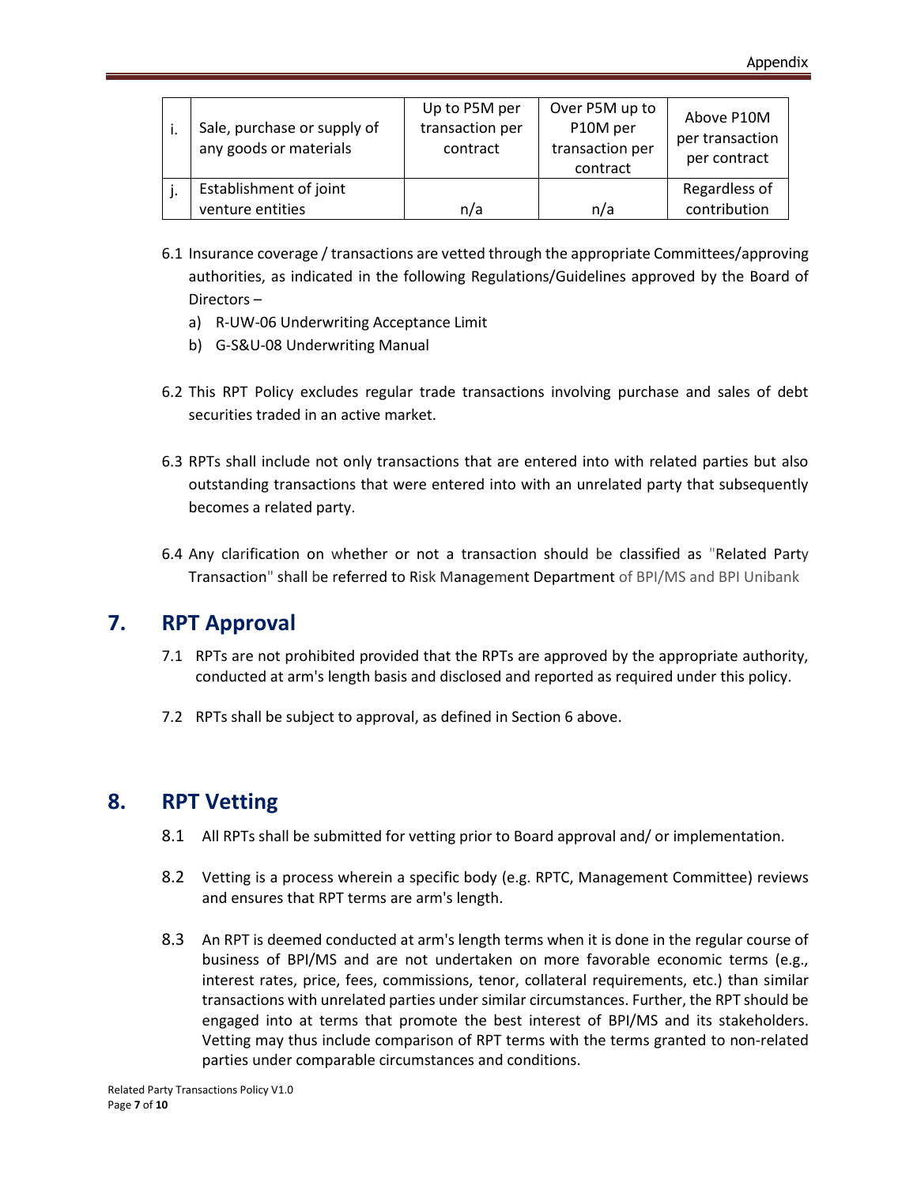| i. | Sale, purchase or supply of any goods or materials | Up to P5M per transaction per contract | Over P5M up to P10M per transaction per contract | Above P10M per transaction per contract |
|---|---|---|---|---|
| j. | Establishment of joint venture entities | n/a | n/a | Regardless of contribution |

6.1 Insurance coverage / transactions are vetted through the appropriate Committees/approving authorities, as indicated in the following Regulations/Guidelines approved by the Board of Directors –

a) R-UW-06 Underwriting Acceptance Limit
b) G-S&U-08 Underwriting Manual

6.2 This RPT Policy excludes regular trade transactions involving purchase and sales of debt securities traded in an active market.

6.3 RPTs shall include not only transactions that are entered into with related parties but also outstanding transactions that were entered into with an unrelated party that subsequently becomes a related party.

6.4 Any clarification on whether or not a transaction should be classified as "Related Party Transaction" shall be referred to Risk Management Department of BPI/MS and BPI Unibank

## 7. RPT Approval

7.1 RPTs are not prohibited provided that the RPTs are approved by the appropriate authority, conducted at arm's length basis and disclosed and reported as required under this policy.

7.2 RPTs shall be subject to approval, as defined in Section 6 above.

## 8. RPT Vetting

8.1 All RPTs shall be submitted for vetting prior to Board approval and/ or implementation.

8.2 Vetting is a process wherein a specific body (e.g. RPTC, Management Committee) reviews and ensures that RPT terms are arm's length.

8.3 An RPT is deemed conducted at arm's length terms when it is done in the regular course of business of BPI/MS and are not undertaken on more favorable economic terms (e.g., interest rates, price, fees, commissions, tenor, collateral requirements, etc.) than similar transactions with unrelated parties under similar circumstances. Further, the RPT should be engaged into at terms that promote the best interest of BPI/MS and its stakeholders. Vetting may thus include comparison of RPT terms with the terms granted to non-related parties under comparable circumstances and conditions.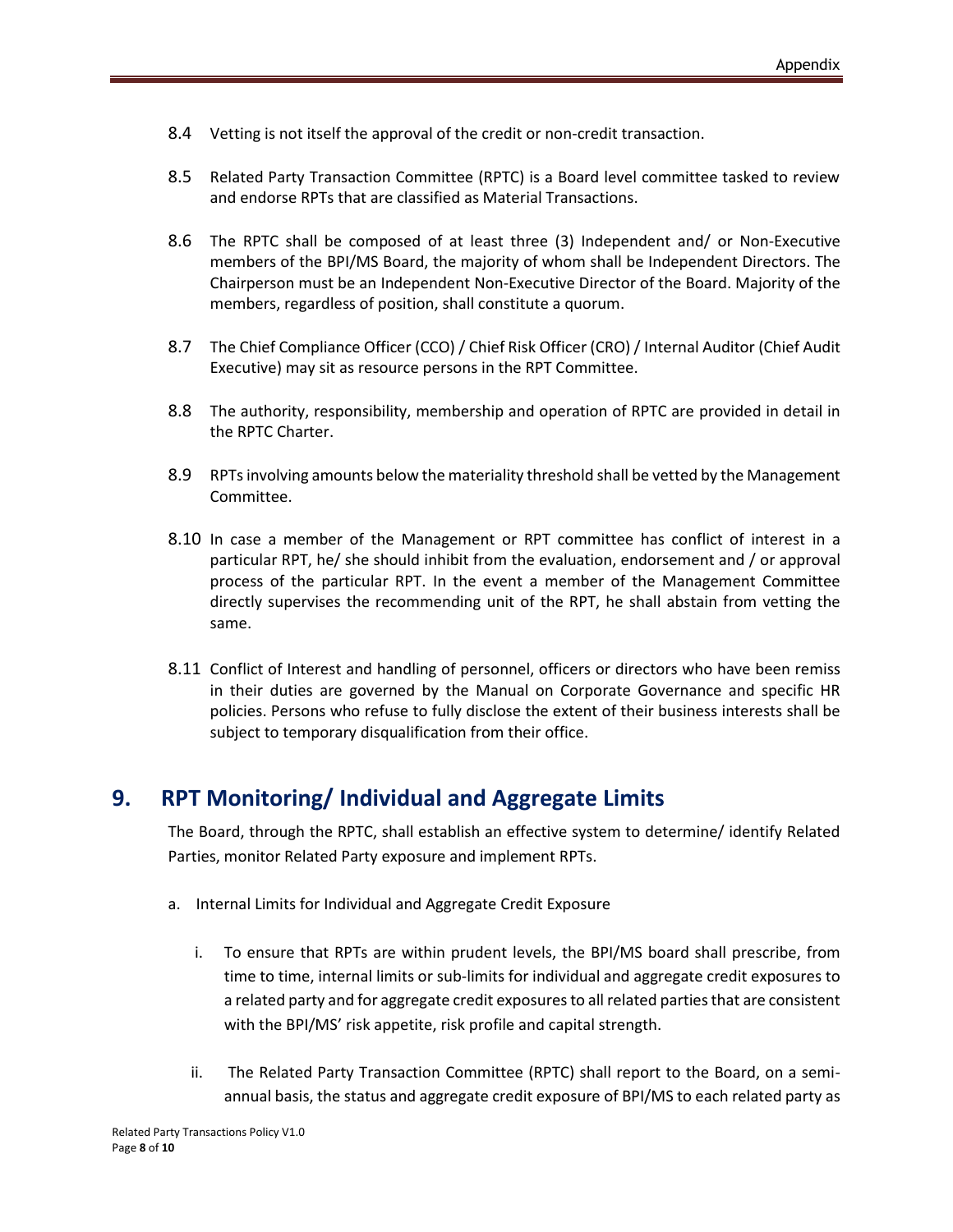8.4 Vetting is not itself the approval of the credit or non-credit transaction.

8.5 Related Party Transaction Committee (RPTC) is a Board level committee tasked to review and endorse RPTs that are classified as Material Transactions.

8.6 The RPTC shall be composed of at least three (3) Independent and/ or Non-Executive members of the BPI/MS Board, the majority of whom shall be Independent Directors. The Chairperson must be an Independent Non-Executive Director of the Board. Majority of the members, regardless of position, shall constitute a quorum.

8.7 The Chief Compliance Officer (CCO) / Chief Risk Officer (CRO) / Internal Auditor (Chief Audit Executive) may sit as resource persons in the RPT Committee.

8.8 The authority, responsibility, membership and operation of RPTC are provided in detail in the RPTC Charter.

8.9 RPTs involving amounts below the materiality threshold shall be vetted by the Management Committee.

8.10 In case a member of the Management or RPT committee has conflict of interest in a particular RPT, he/ she should inhibit from the evaluation, endorsement and / or approval process of the particular RPT. In the event a member of the Management Committee directly supervises the recommending unit of the RPT, he shall abstain from vetting the same.

8.11 Conflict of Interest and handling of personnel, officers or directors who have been remiss in their duties are governed by the Manual on Corporate Governance and specific HR policies. Persons who refuse to fully disclose the extent of their business interests shall be subject to temporary disqualification from their office.

## 9. RPT Monitoring/ Individual and Aggregate Limits

The Board, through the RPTC, shall establish an effective system to determine/ identify Related Parties, monitor Related Party exposure and implement RPTs.

a. Internal Limits for Individual and Aggregate Credit Exposure

   i. To ensure that RPTs are within prudent levels, the BPI/MS board shall prescribe, from time to time, internal limits or sub-limits for individual and aggregate credit exposures to a related party and for aggregate credit exposures to all related parties that are consistent with the BPI/MS' risk appetite, risk profile and capital strength.

   ii. The Related Party Transaction Committee (RPTC) shall report to the Board, on a semi-annual basis, the status and aggregate credit exposure of BPI/MS to each related party as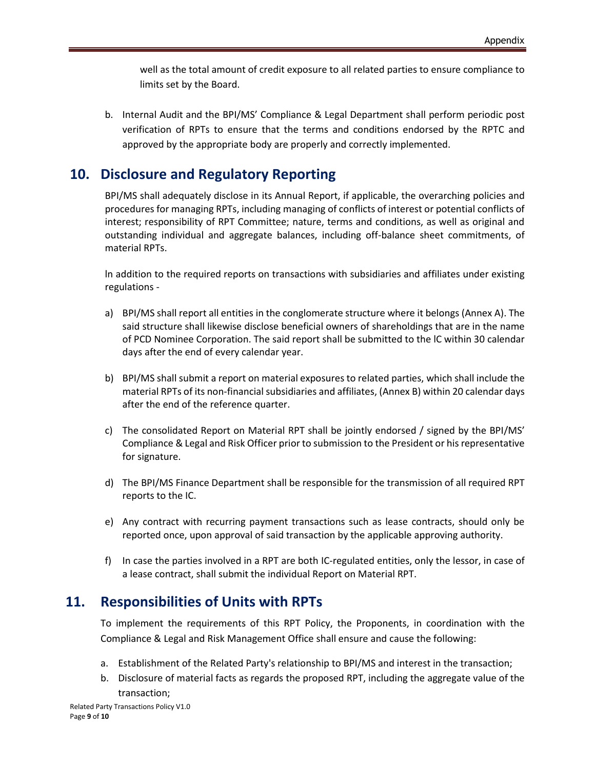well as the total amount of credit exposure to all related parties to ensure compliance to limits set by the Board.

b. Internal Audit and the BPI/MS' Compliance & Legal Department shall perform periodic post verification of RPTs to ensure that the terms and conditions endorsed by the RPTC and approved by the appropriate body are properly and correctly implemented.

## 10. Disclosure and Regulatory Reporting

BPI/MS shall adequately disclose in its Annual Report, if applicable, the overarching policies and procedures for managing RPTs, including managing of conflicts of interest or potential conflicts of interest; responsibility of RPT Committee; nature, terms and conditions, as well as original and outstanding individual and aggregate balances, including off-balance sheet commitments, of material RPTs.

ln addition to the required reports on transactions with subsidiaries and affiliates under existing regulations -

a) BPI/MS shall report all entities in the conglomerate structure where it belongs (Annex A). The said structure shall likewise disclose beneficial owners of shareholdings that are in the name of PCD Nominee Corporation. The said report shall be submitted to the lC within 30 calendar days after the end of every calendar year.

b) BPI/MS shall submit a report on material exposures to related parties, which shall include the material RPTs of its non-financial subsidiaries and affiliates, (Annex B) within 20 calendar days after the end of the reference quarter.

c) The consolidated Report on Material RPT shall be jointly endorsed / signed by the BPI/MS' Compliance & Legal and Risk Officer prior to submission to the President or his representative for signature.

d) The BPI/MS Finance Department shall be responsible for the transmission of all required RPT reports to the IC.

e) Any contract with recurring payment transactions such as lease contracts, should only be reported once, upon approval of said transaction by the applicable approving authority.

f) In case the parties involved in a RPT are both IC-regulated entities, only the lessor, in case of a lease contract, shall submit the individual Report on Material RPT.

## 11. Responsibilities of Units with RPTs

To implement the requirements of this RPT Policy, the Proponents, in coordination with the Compliance & Legal and Risk Management Office shall ensure and cause the following:

a. Establishment of the Related Party's relationship to BPI/MS and interest in the transaction;
b. Disclosure of material facts as regards the proposed RPT, including the aggregate value of the transaction;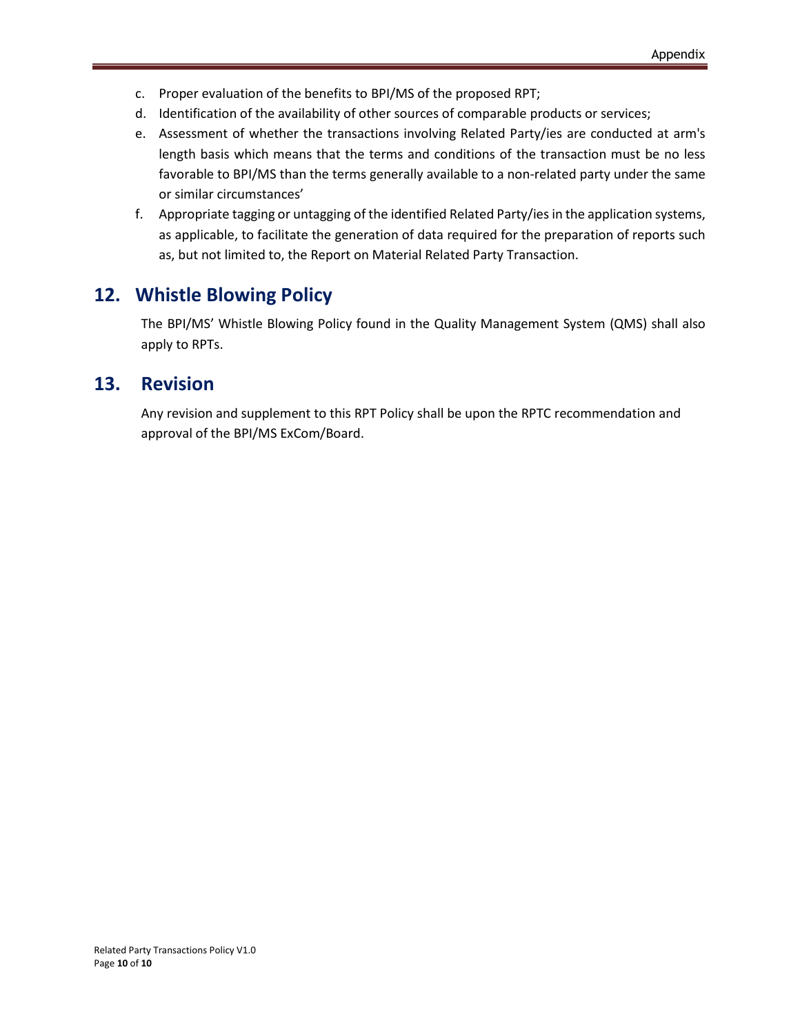c. Proper evaluation of the benefits to BPI/MS of the proposed RPT;
d. Identification of the availability of other sources of comparable products or services;
e. Assessment of whether the transactions involving Related Party/ies are conducted at arm's length basis which means that the terms and conditions of the transaction must be no less favorable to BPI/MS than the terms generally available to a non-related party under the same or similar circumstances'
f. Appropriate tagging or untagging of the identified Related Party/ies in the application systems, as applicable, to facilitate the generation of data required for the preparation of reports such as, but not limited to, the Report on Material Related Party Transaction.

## 12. Whistle Blowing Policy

The BPI/MS' Whistle Blowing Policy found in the Quality Management System (QMS) shall also apply to RPTs.

## 13. Revision

Any revision and supplement to this RPT Policy shall be upon the RPTC recommendation and approval of the BPI/MS ExCom/Board.